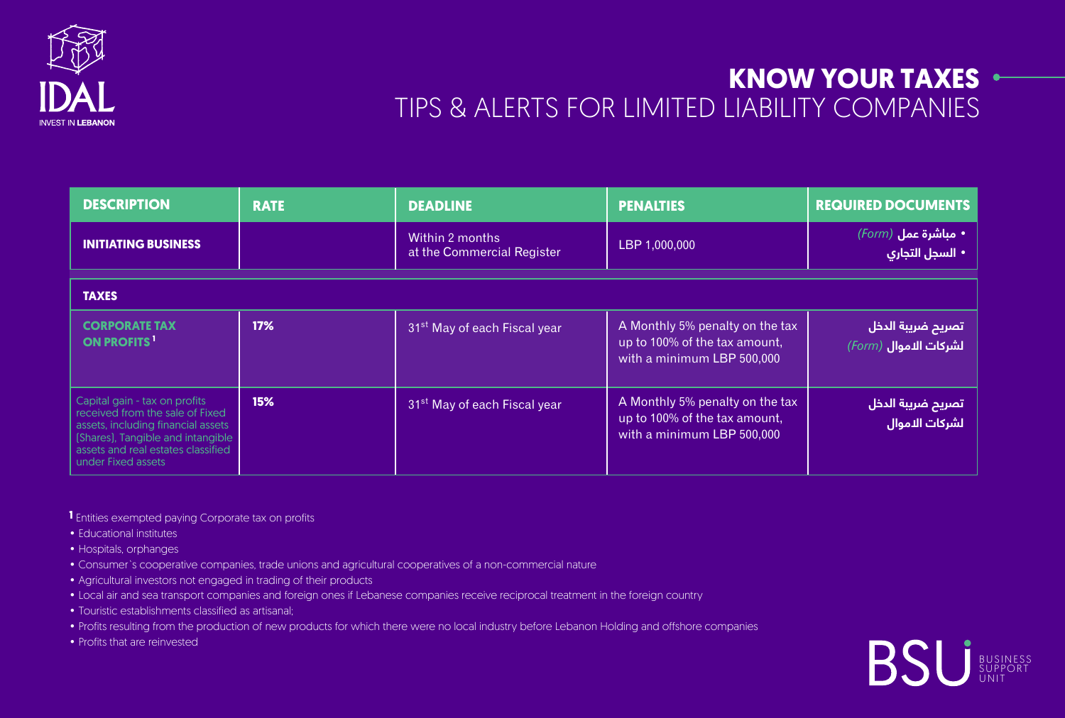# KNOW YOUR TAXES

## TIPS & ALERTS FOR LIMITED LIABILITY COMPANIES

| DESCRIPTION | RATE | DEADLINE | PENALTIES | REQUIRED DOCUMENTS |
|---|---|---|---|---|
| **INITIATING BUSINESS** | | Within 2 months at the Commercial Register | LBP 1,000,000 | • مباشرة عمل *(Form)*<br>• السجل التجاري |
| **TAXES** | | | | |
| **CORPORATE TAX ON PROFITS** [1] | **17%** | 31st May of each Fiscal year | A Monthly 5% penalty on the tax up to 100% of the tax amount, with a minimum LBP 500,000 | تصريح ضريبة الدخل لشركات الاموال *(Form)* |
| Capital gain - tax on profits received from the sale of Fixed assets, including financial assets (Shares), Tangible and intangible assets and real estates classified under Fixed assets | **15%** | 31st May of each Fiscal year | A Monthly 5% penalty on the tax up to 100% of the tax amount, with a minimum LBP 500,000 | تصريح ضريبة الدخل لشركات الاموال |

[1] Entities exempted paying Corporate tax on profits

- Educational institutes
- Hospitals, orphanges
- Consumer`s cooperative companies, trade unions and agricultural cooperatives of a non-commercial nature
- Agricultural investors not engaged in trading of their products
- Local air and sea transport companies and foreign ones if Lebanese companies receive reciprocal treatment in the foreign country
- Touristic establishments classified as artisanal;
- Profits resulting from the production of new products for which there were no local industry before Lebanon Holding and offshore companies
- Profits that are reinvested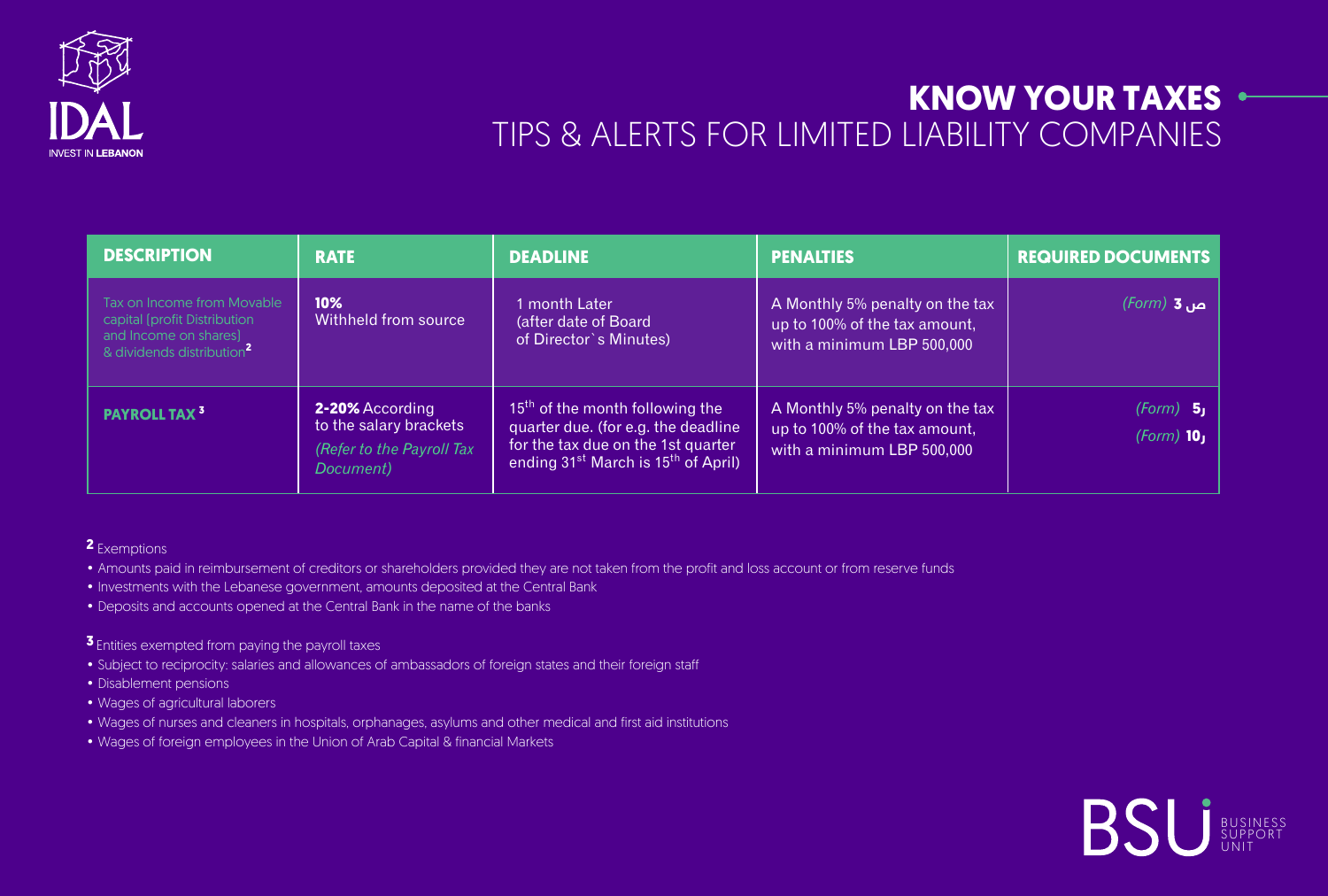# KNOW YOUR TAXES

## TIPS & ALERTS FOR LIMITED LIABILITY COMPANIES

| DESCRIPTION | RATE | DEADLINE | PENALTIES | REQUIRED DOCUMENTS |
|---|---|---|---|---|
| Tax on Income from Movable capital (profit Distribution and Income on shares) & dividends distribution[2] | **10%** Withheld from source | 1 month Later (after date of Board of Director`s Minutes) | A Monthly 5% penalty on the tax up to 100% of the tax amount, with a minimum LBP 500,000 | *(Form)* **ص 3** |
| **PAYROLL TAX**[3] | **2-20%** According to the salary brackets *(Refer to the Payroll Tax Document)* | 15th of the month following the quarter due. (for e.g. the deadline for the tax due on the 1st quarter ending 31st March is 15th of April) | A Monthly 5% penalty on the tax up to 100% of the tax amount, with a minimum LBP 500,000 | *(Form)* **ر5** *(Form)* **ر10** |

[2] Exemptions

- Amounts paid in reimbursement of creditors or shareholders provided they are not taken from the profit and loss account or from reserve funds
- Investments with the Lebanese government, amounts deposited at the Central Bank
- Deposits and accounts opened at the Central Bank in the name of the banks

[3] Entities exempted from paying the payroll taxes

- Subject to reciprocity: salaries and allowances of ambassadors of foreign states and their foreign staff
- Disablement pensions
- Wages of agricultural laborers
- Wages of nurses and cleaners in hospitals, orphanages, asylums and other medical and first aid institutions
- Wages of foreign employees in the Union of Arab Capital & financial Markets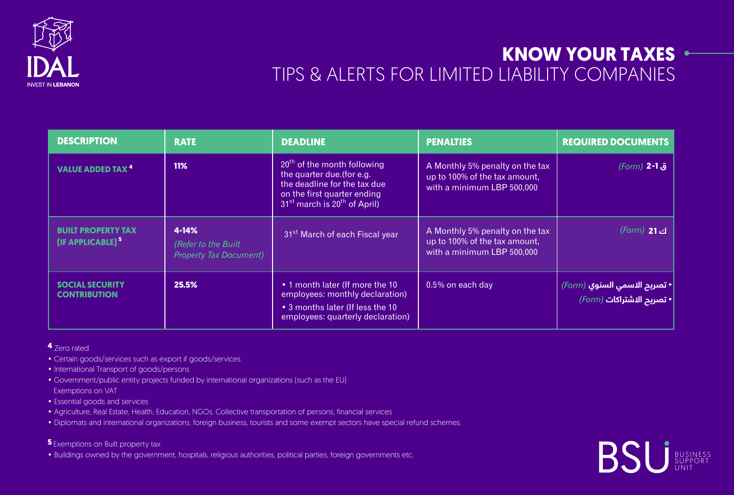# KNOW YOUR TAXES

## TIPS & ALERTS FOR LIMITED LIABILITY COMPANIES

| DESCRIPTION | RATE | DEADLINE | PENALTIES | REQUIRED DOCUMENTS |
|---|---|---|---|---|
| **VALUE ADDED TAX** [4] | **11%** | 20th of the month following the quarter due.(for e.g. the deadline for the tax due on the first quarter ending 31st march is 20th of April) | A Monthly 5% penalty on the tax up to 100% of the tax amount, with a minimum LBP 500,000 | **ق 1-2** *(Form)* |
| **BUILT PROPERTY TAX (IF APPLICABLE)** [5] | **4-14%** *(Refer to the Built Property Tax Document)* | 31st March of each Fiscal year | A Monthly 5% penalty on the tax up to 100% of the tax amount, with a minimum LBP 500,000 | **ك 21** *(Form)* |
| **SOCIAL SECURITY CONTRIBUTION** | **25.5%** | • 1 month later (If more the 10 employees: monthly declaration)<br>• 3 months later (If less the 10 employees: quarterly declaration) | 0.5% on each day | • **تصريح الاسمي السنوي** *(Form)*<br>• **تصريح الاشتراكات** *(Form)* |

**4** Zero rated

- Certain goods/services such as export if goods/services
- International Transport of goods/persons
- Government/public entity projects funded by international organizations (such as the EU)
  Exemptions on VAT
- Essential goods and services
- Agriculture, Real Estate, Health, Education, NGOs. Collective transportation of persons, financial services
- Diplomats and international organizations, foreign business, tourists and some exempt sectors have special refund schemes.

**5** Exemptions on Built property tax

- Buildings owned by the government, hospitals, religious authorities, political parties, foreign governments etc.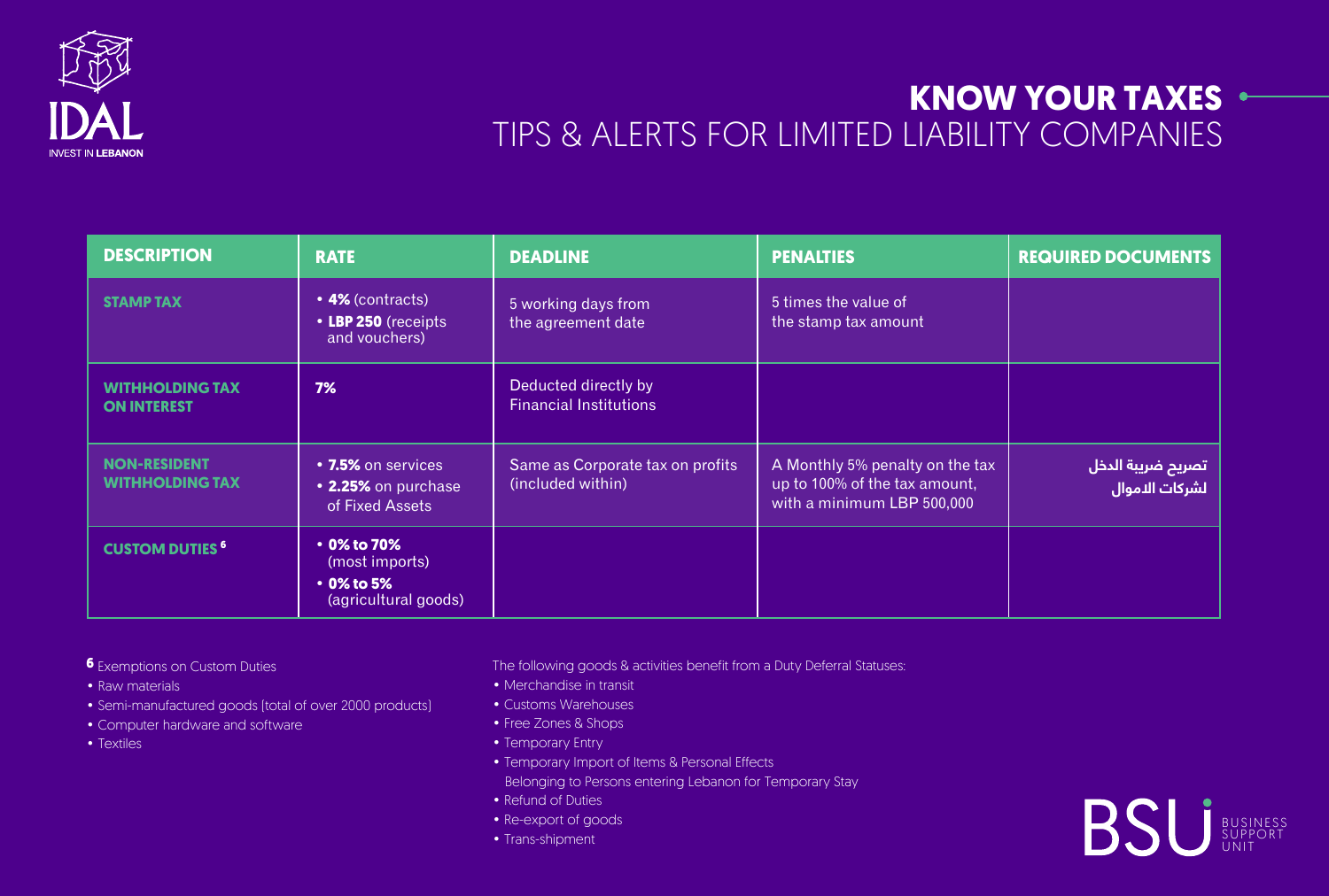# KNOW YOUR TAXES

## TIPS & ALERTS FOR LIMITED LIABILITY COMPANIES

| DESCRIPTION | RATE | DEADLINE | PENALTIES | REQUIRED DOCUMENTS |
|---|---|---|---|---|
| **STAMP TAX** | • **4%** (contracts)<br>• **LBP 250** (receipts and vouchers) | 5 working days from the agreement date | 5 times the value of the stamp tax amount | |
| **WITHHOLDING TAX ON INTEREST** | **7%** | Deducted directly by Financial Institutions | | |
| **NON-RESIDENT WITHHOLDING TAX** | • **7.5%** on services<br>• **2.25%** on purchase of Fixed Assets | Same as Corporate tax on profits (included within) | A Monthly 5% penalty on the tax up to 100% of the tax amount, with a minimum LBP 500,000 | تصريح ضريبة الدخل لشركات الاموال |
| **CUSTOM DUTIES** [6] | • **0% to 70%** (most imports)<br>• **0% to 5%** (agricultural goods) | | | |

[6] Exemptions on Custom Duties

- Raw materials
- Semi-manufactured goods (total of over 2000 products)
- Computer hardware and software
- Textiles

The following goods & activities benefit from a Duty Deferral Statuses:

- Merchandise in transit
- Customs Warehouses
- Free Zones & Shops
- Temporary Entry
- Temporary Import of Items & Personal Effects Belonging to Persons entering Lebanon for Temporary Stay
- Refund of Duties
- Re-export of goods
- Trans-shipment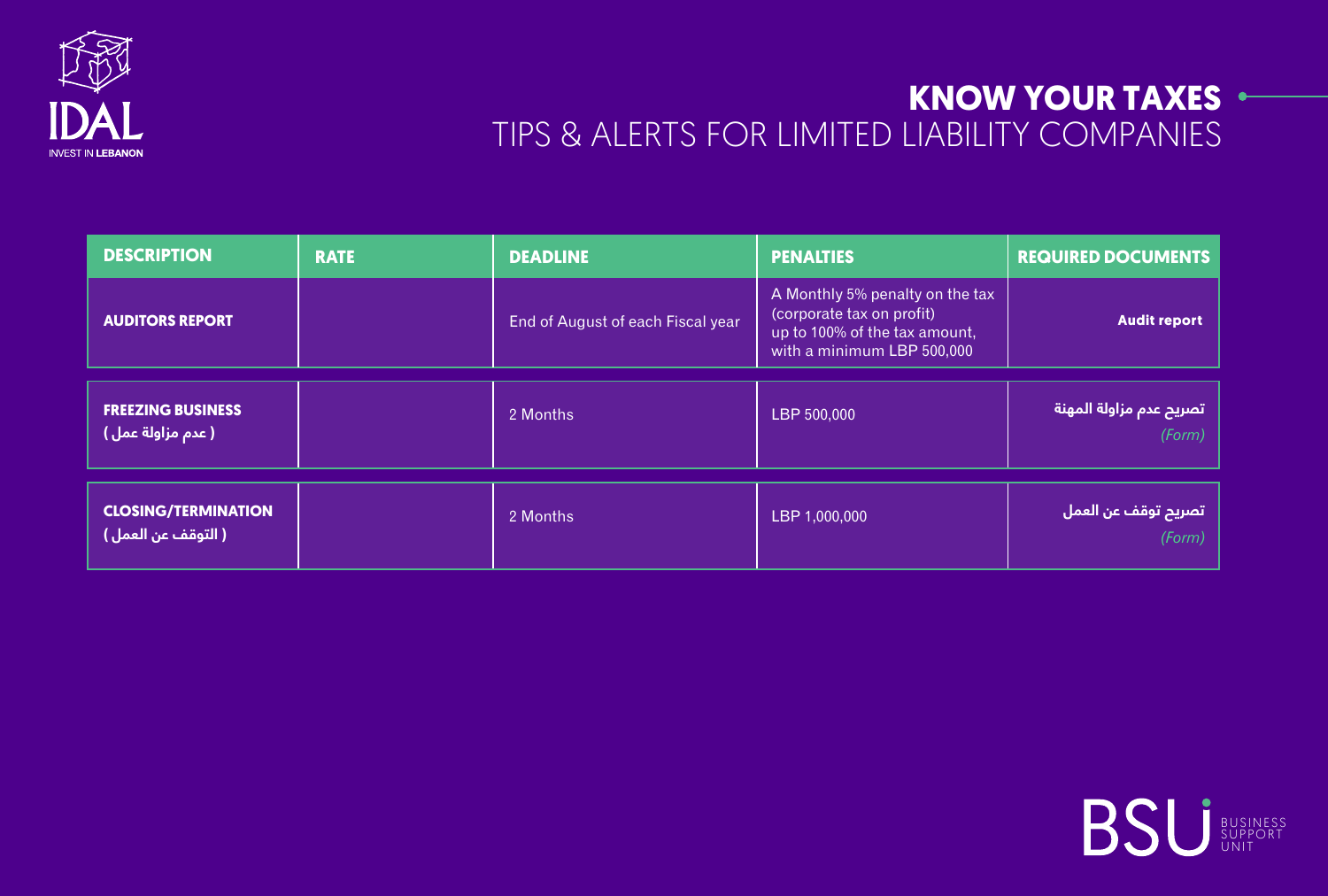# KNOW YOUR TAXES

## TIPS & ALERTS FOR LIMITED LIABILITY COMPANIES

| DESCRIPTION | RATE | DEADLINE | PENALTIES | REQUIRED DOCUMENTS |
|---|---|---|---|---|
| **AUDITORS REPORT** | | End of August of each Fiscal year | A Monthly 5% penalty on the tax (corporate tax on profit) up to 100% of the tax amount, with a minimum LBP 500,000 | **Audit report** |
| **FREEZING BUSINESS** ( عدم مزاولة عمل ) | | 2 Months | LBP 500,000 | تصريح عدم مزاولة المهنة *(Form)* |
| **CLOSING/TERMINATION** ( التوقف عن العمل ) | | 2 Months | LBP 1,000,000 | تصريح توقف عن العمل *(Form)* |

INVEST IN LEBANON

BUSINESS SUPPORT UNIT